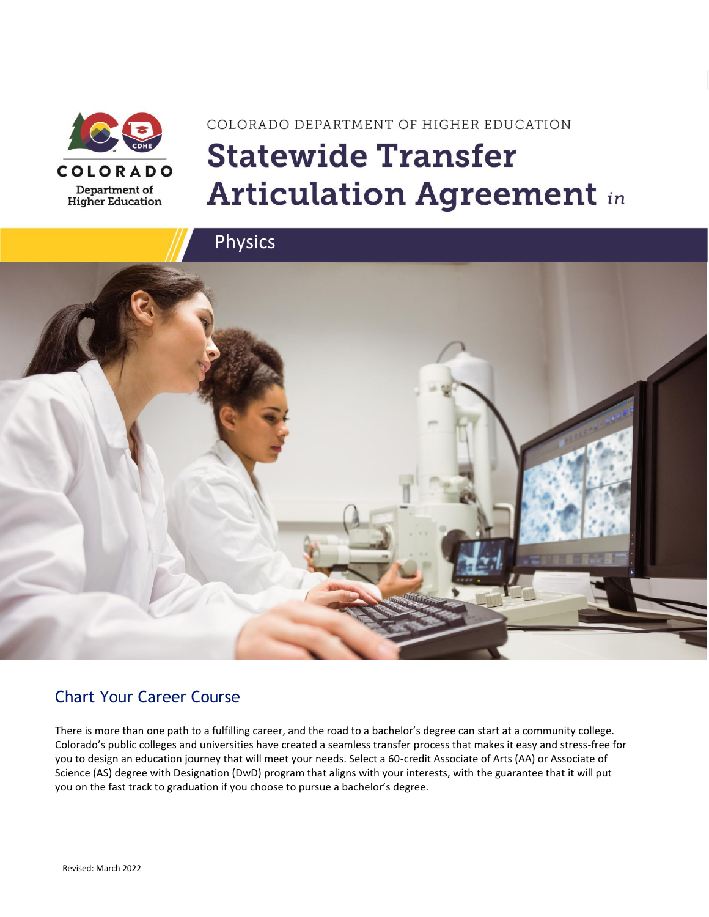COLORADO DEPARTMENT OF HIGHER EDUCATION

# Statewide Transfer Articulation Agreement *in*

## Physics

## Chart Your Career Course

There is more than one path to a fulfilling career, and the road to a bachelor's degree can start at a community college. Colorado's public colleges and universities have created a seamless transfer process that makes it easy and stress-free for you to design an education journey that will meet your needs. Select a 60-credit Associate of Arts (AA) or Associate of Science (AS) degree with Designation (DwD) program that aligns with your interests, with the guarantee that it will put you on the fast track to graduation if you choose to pursue a bachelor's degree.

Revised: March 2022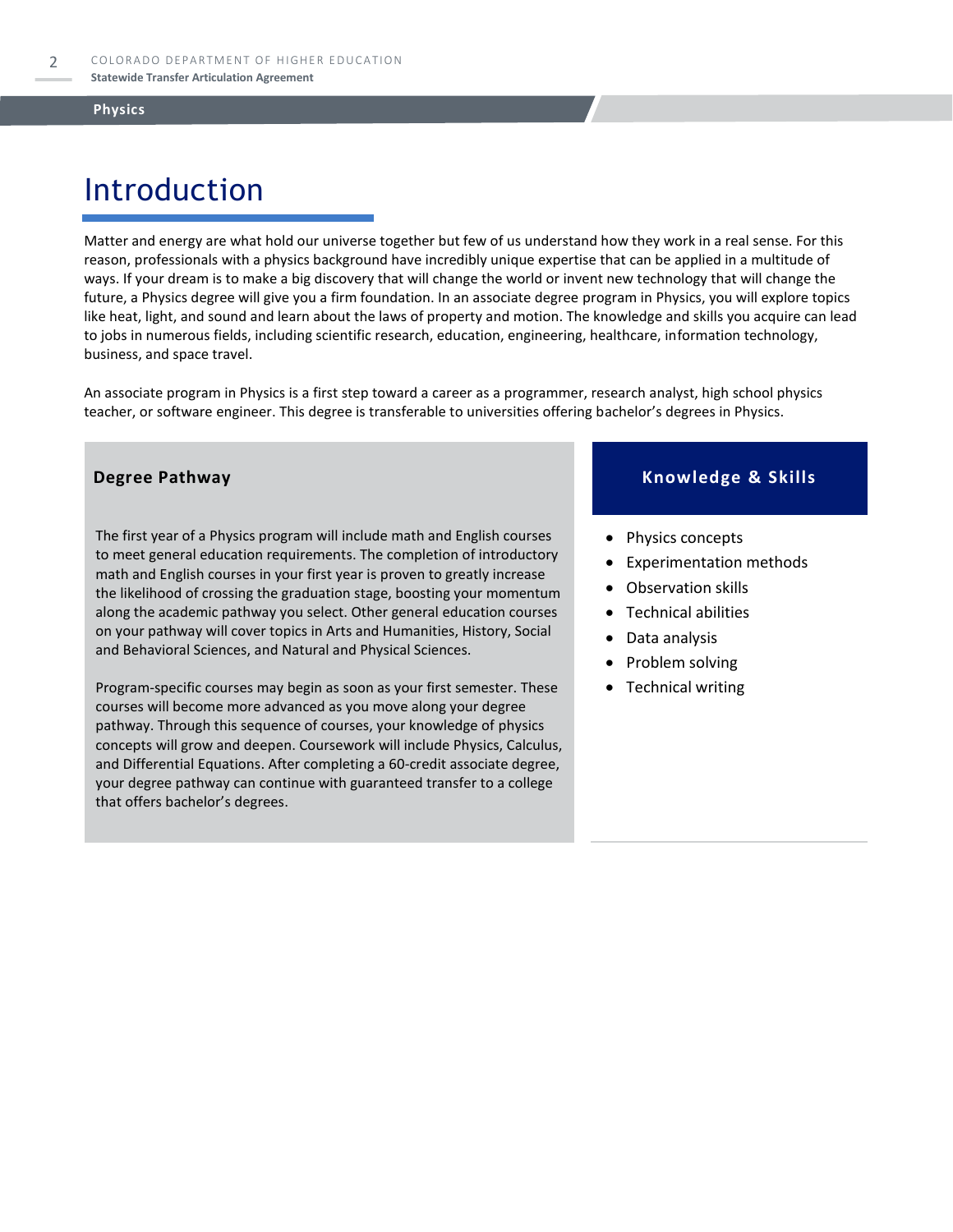# Introduction

Matter and energy are what hold our universe together but few of us understand how they work in a real sense. For this reason, professionals with a physics background have incredibly unique expertise that can be applied in a multitude of ways. If your dream is to make a big discovery that will change the world or invent new technology that will change the future, a Physics degree will give you a firm foundation. In an associate degree program in Physics, you will explore topics like heat, light, and sound and learn about the laws of property and motion. The knowledge and skills you acquire can lead to jobs in numerous fields, including scientific research, education, engineering, healthcare, information technology, business, and space travel.

An associate program in Physics is a first step toward a career as a programmer, research analyst, high school physics teacher, or software engineer. This degree is transferable to universities offering bachelor's degrees in Physics.

## Degree Pathway

The first year of a Physics program will include math and English courses to meet general education requirements. The completion of introductory math and English courses in your first year is proven to greatly increase the likelihood of crossing the graduation stage, boosting your momentum along the academic pathway you select. Other general education courses on your pathway will cover topics in Arts and Humanities, History, Social and Behavioral Sciences, and Natural and Physical Sciences.

Program-specific courses may begin as soon as your first semester. These courses will become more advanced as you move along your degree pathway. Through this sequence of courses, your knowledge of physics concepts will grow and deepen. Coursework will include Physics, Calculus, and Differential Equations. After completing a 60-credit associate degree, your degree pathway can continue with guaranteed transfer to a college that offers bachelor's degrees.

## Knowledge & Skills

- Physics concepts
- Experimentation methods
- Observation skills
- Technical abilities
- Data analysis
- Problem solving
- Technical writing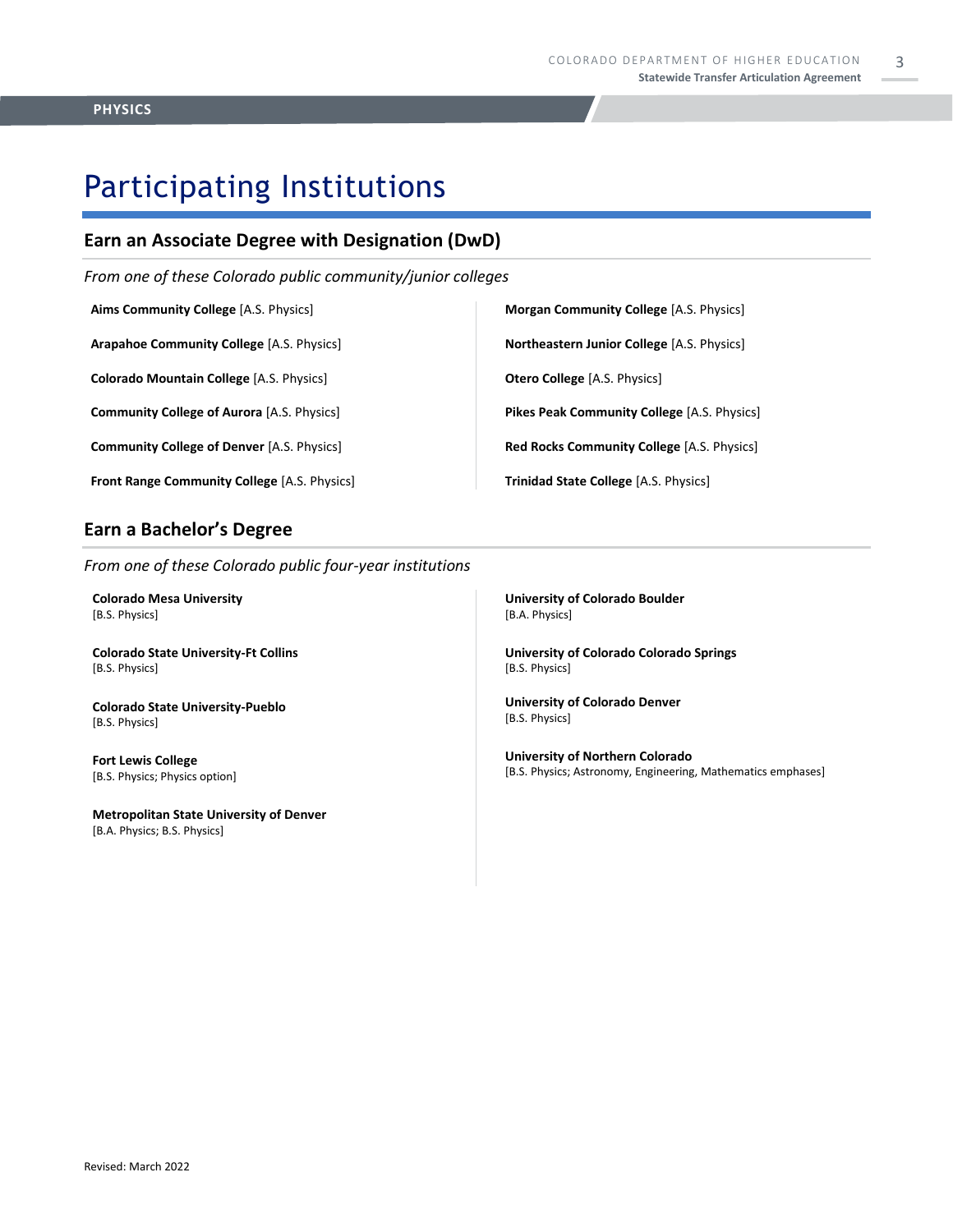# Participating Institutions

## Earn an Associate Degree with Designation (DwD)

*From one of these Colorado public community/junior colleges*

**Aims Community College** [A.S. Physics]

**Arapahoe Community College** [A.S. Physics]

**Colorado Mountain College** [A.S. Physics]

**Community College of Aurora** [A.S. Physics]

**Community College of Denver** [A.S. Physics]

**Front Range Community College** [A.S. Physics]

**Morgan Community College** [A.S. Physics]

**Northeastern Junior College** [A.S. Physics]

**Otero College** [A.S. Physics]

**Pikes Peak Community College** [A.S. Physics]

**Red Rocks Community College** [A.S. Physics]

**Trinidad State College** [A.S. Physics]

## Earn a Bachelor's Degree

*From one of these Colorado public four-year institutions*

**Colorado Mesa University**
[B.S. Physics]

**Colorado State University-Ft Collins**
[B.S. Physics]

**Colorado State University-Pueblo**
[B.S. Physics]

**Fort Lewis College**
[B.S. Physics; Physics option]

**Metropolitan State University of Denver**
[B.A. Physics; B.S. Physics]

**University of Colorado Boulder**
[B.A. Physics]

**University of Colorado Colorado Springs**
[B.S. Physics]

**University of Colorado Denver**
[B.S. Physics]

**University of Northern Colorado**
[B.S. Physics; Astronomy, Engineering, Mathematics emphases]

Revised: March 2022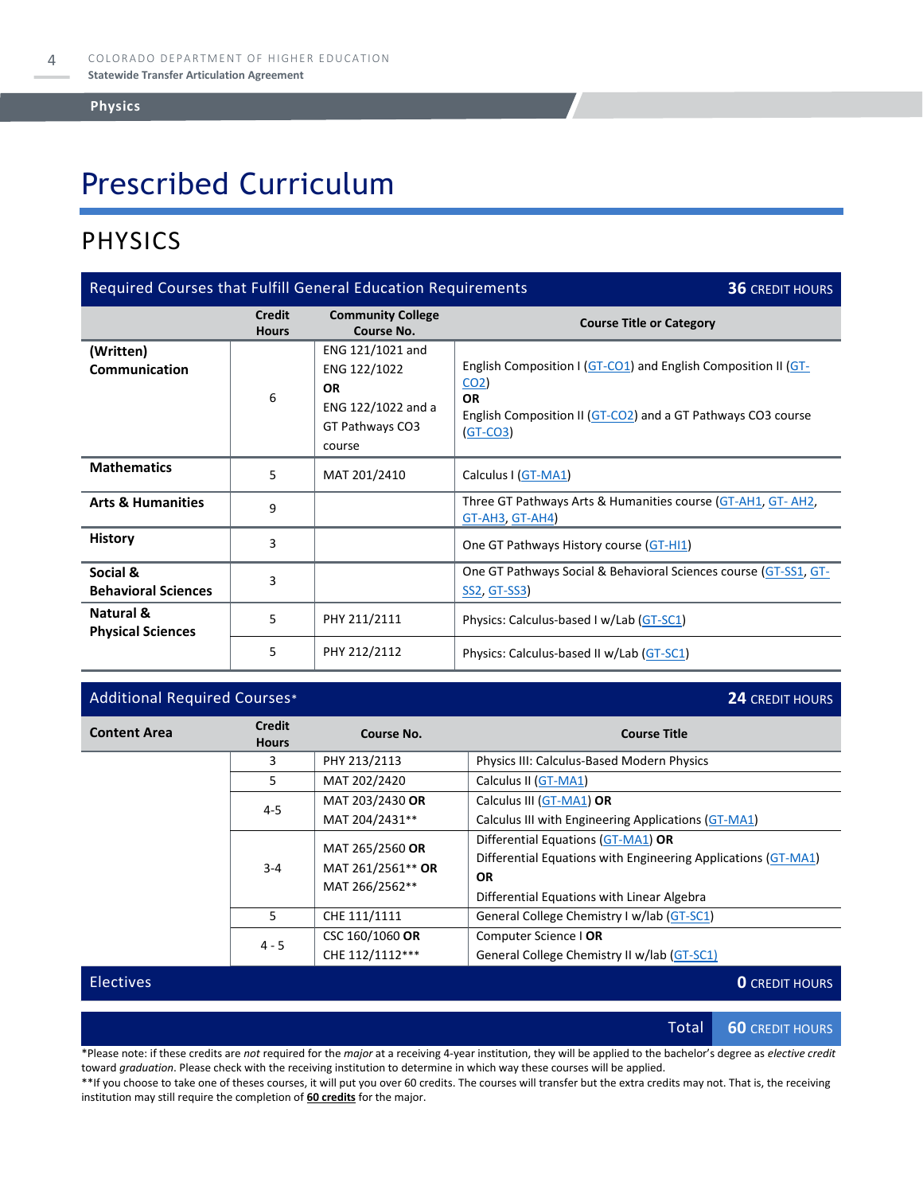# Prescribed Curriculum

## PHYSICS

| Required Courses that Fulfill General Education Requirements | | | **36** CREDIT HOURS |
|---|---|---|---|
| | **Credit Hours** | **Community College Course No.** | **Course Title or Category** |
| **(Written) Communication** | 6 | ENG 121/1021 and ENG 122/1022 **OR** ENG 122/1022 and a GT Pathways CO3 course | English Composition I (GT-CO1) and English Composition II (GT-CO2) **OR** English Composition II (GT-CO2) and a GT Pathways CO3 course (GT-CO3) |
| **Mathematics** | 5 | MAT 201/2410 | Calculus I (GT-MA1) |
| **Arts & Humanities** | 9 | | Three GT Pathways Arts & Humanities course (GT-AH1, GT- AH2, GT-AH3, GT-AH4) |
| **History** | 3 | | One GT Pathways History course (GT-HI1) |
| **Social & Behavioral Sciences** | 3 | | One GT Pathways Social & Behavioral Sciences course (GT-SS1, GT-SS2, GT-SS3) |
| **Natural & Physical Sciences** | 5 | PHY 211/2111 | Physics: Calculus-based I w/Lab (GT-SC1) |
| | 5 | PHY 212/2112 | Physics: Calculus-based II w/Lab (GT-SC1) |

| Additional Required Courses* | | | **24** CREDIT HOURS |
|---|---|---|---|
| **Content Area** | **Credit Hours** | **Course No.** | **Course Title** |
| | 3 | PHY 213/2113 | Physics III: Calculus-Based Modern Physics |
| | 5 | MAT 202/2420 | Calculus II (GT-MA1) |
| | 4-5 | MAT 203/2430 **OR** MAT 204/2431** | Calculus III (GT-MA1) **OR** Calculus III with Engineering Applications (GT-MA1) |
| | 3-4 | MAT 265/2560 **OR** MAT 261/2561** **OR** MAT 266/2562** | Differential Equations (GT-MA1) **OR** Differential Equations with Engineering Applications (GT-MA1) **OR** Differential Equations with Linear Algebra |
| | 5 | CHE 111/1111 | General College Chemistry I w/lab (GT-SC1) |
| | 4 - 5 | CSC 160/1060 **OR** CHE 112/1112*** | Computer Science I **OR** General College Chemistry II w/lab (GT-SC1) |
| **Electives** | | | **0** CREDIT HOURS |
| | | **Total** | **60** CREDIT HOURS |

*Please note: if these credits are *not* required for the *major* at a receiving 4-year institution, they will be applied to the bachelor's degree as *elective credit* toward *graduation*. Please check with the receiving institution to determine in which way these courses will be applied.

**If you choose to take one of theses courses, it will put you over 60 credits. The courses will transfer but the extra credits may not. That is, the receiving institution may still require the completion of **60 credits** for the major.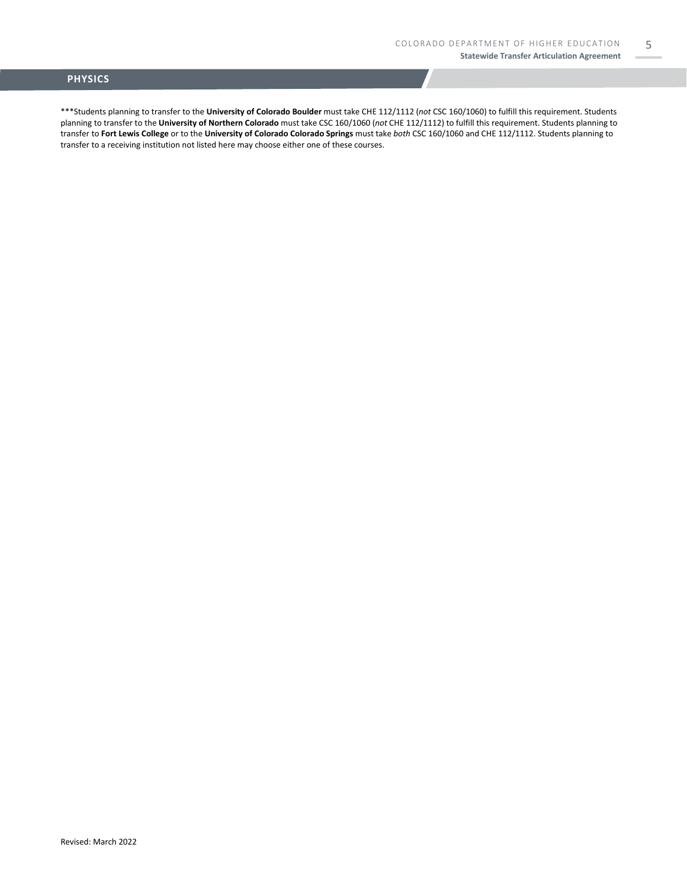## PHYSICS

***Students planning to transfer to the **University of Colorado Boulder** must take CHE 112/1112 (*not* CSC 160/1060) to fulfill this requirement. Students planning to transfer to the **University of Northern Colorado** must take CSC 160/1060 (*not* CHE 112/1112) to fulfill this requirement. Students planning to transfer to **Fort Lewis College** or to the **University of Colorado Colorado Springs** must take *both* CSC 160/1060 and CHE 112/1112. Students planning to transfer to a receiving institution not listed here may choose either one of these courses.

Revised: March 2022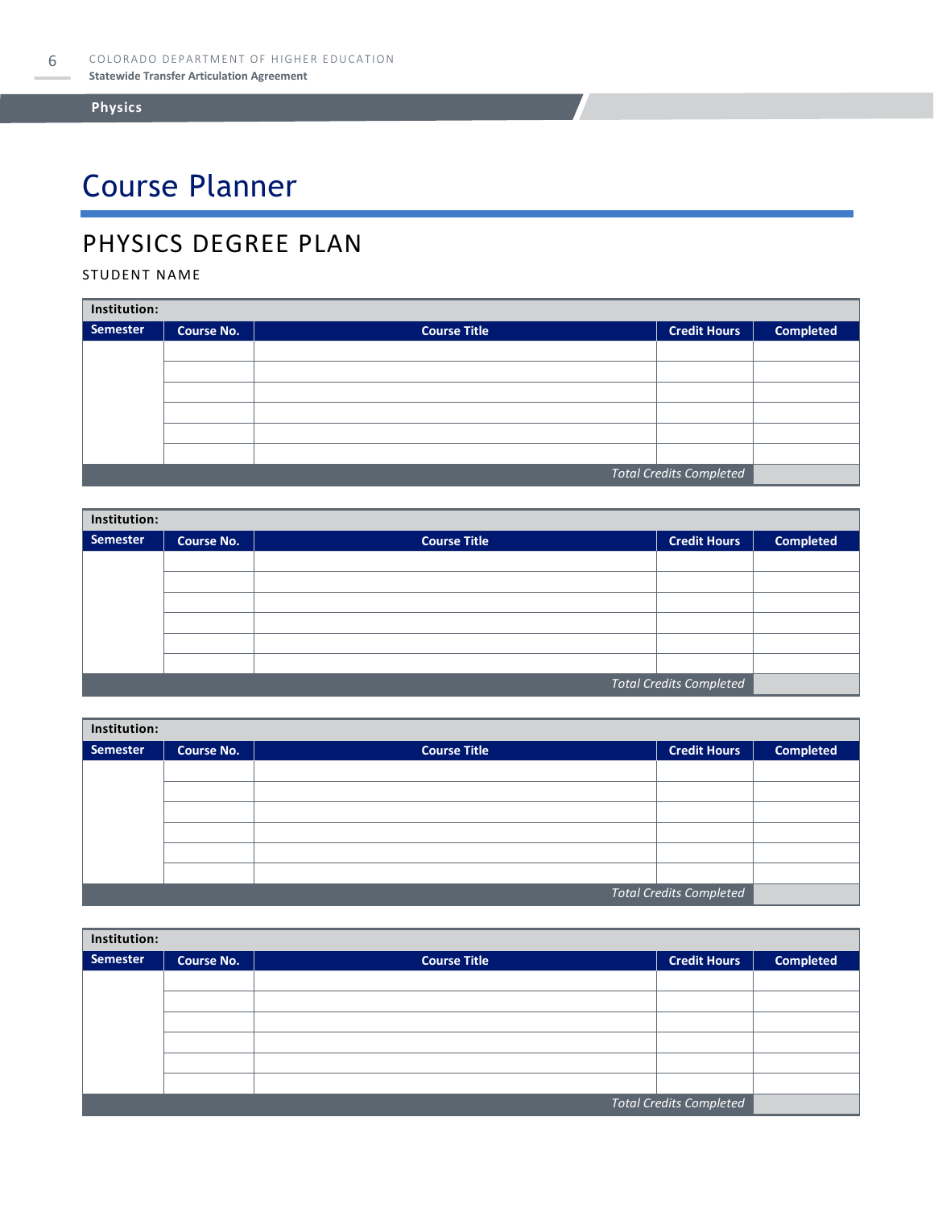# Course Planner

## PHYSICS DEGREE PLAN

STUDENT NAME

| Institution: | | | | |
|---|---|---|---|---|
| **Semester** | **Course No.** | **Course Title** | **Credit Hours** | **Completed** |
| | | | | |
| | | | | |
| | | | | |
| | | | | |
| | | | | |
| | | | | |
| | | | *Total Credits Completed* | |

| Institution: | | | | |
|---|---|---|---|---|
| **Semester** | **Course No.** | **Course Title** | **Credit Hours** | **Completed** |
| | | | | |
| | | | | |
| | | | | |
| | | | | |
| | | | | |
| | | | | |
| | | | *Total Credits Completed* | |

| Institution: | | | | |
|---|---|---|---|---|
| **Semester** | **Course No.** | **Course Title** | **Credit Hours** | **Completed** |
| | | | | |
| | | | | |
| | | | | |
| | | | | |
| | | | | |
| | | | | |
| | | | *Total Credits Completed* | |

| Institution: | | | | |
|---|---|---|---|---|
| **Semester** | **Course No.** | **Course Title** | **Credit Hours** | **Completed** |
| | | | | |
| | | | | |
| | | | | |
| | | | | |
| | | | | |
| | | | | |
| | | | *Total Credits Completed* | |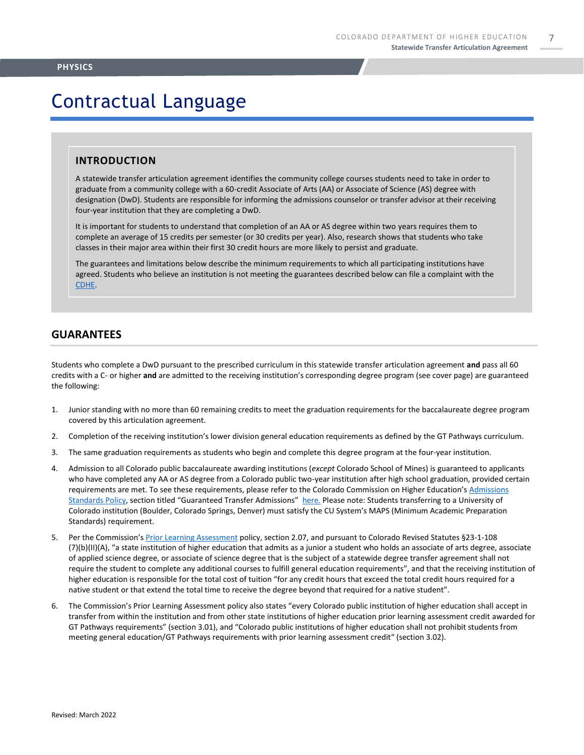# Contractual Language

## INTRODUCTION

A statewide transfer articulation agreement identifies the community college courses students need to take in order to graduate from a community college with a 60-credit Associate of Arts (AA) or Associate of Science (AS) degree with designation (DwD). Students are responsible for informing the admissions counselor or transfer advisor at their receiving four-year institution that they are completing a DwD.

It is important for students to understand that completion of an AA or AS degree within two years requires them to complete an average of 15 credits per semester (or 30 credits per year). Also, research shows that students who take classes in their major area within their first 30 credit hours are more likely to persist and graduate.

The guarantees and limitations below describe the minimum requirements to which all participating institutions have agreed. Students who believe an institution is not meeting the guarantees described below can file a complaint with the CDHE.

## GUARANTEES

Students who complete a DwD pursuant to the prescribed curriculum in this statewide transfer articulation agreement **and** pass all 60 credits with a C- or higher **and** are admitted to the receiving institution's corresponding degree program (see cover page) are guaranteed the following:

1. Junior standing with no more than 60 remaining credits to meet the graduation requirements for the baccalaureate degree program covered by this articulation agreement.
2. Completion of the receiving institution's lower division general education requirements as defined by the GT Pathways curriculum.
3. The same graduation requirements as students who begin and complete this degree program at the four-year institution.
4. Admission to all Colorado public baccalaureate awarding institutions (*except* Colorado School of Mines) is guaranteed to applicants who have completed any AA or AS degree from a Colorado public two-year institution after high school graduation, provided certain requirements are met. To see these requirements, please refer to the Colorado Commission on Higher Education's Admissions Standards Policy, section titled "Guaranteed Transfer Admissions" here. Please note: Students transferring to a University of Colorado institution (Boulder, Colorado Springs, Denver) must satisfy the CU System's MAPS (Minimum Academic Preparation Standards) requirement.
5. Per the Commission's Prior Learning Assessment policy, section 2.07, and pursuant to Colorado Revised Statutes §23-1-108 (7)(b)(II)(A), "a state institution of higher education that admits as a junior a student who holds an associate of arts degree, associate of applied science degree, or associate of science degree that is the subject of a statewide degree transfer agreement shall not require the student to complete any additional courses to fulfill general education requirements", and that the receiving institution of higher education is responsible for the total cost of tuition "for any credit hours that exceed the total credit hours required for a native student or that extend the total time to receive the degree beyond that required for a native student".
6. The Commission's Prior Learning Assessment policy also states "every Colorado public institution of higher education shall accept in transfer from within the institution and from other state institutions of higher education prior learning assessment credit awarded for GT Pathways requirements" (section 3.01), and "Colorado public institutions of higher education shall not prohibit students from meeting general education/GT Pathways requirements with prior learning assessment credit" (section 3.02).

Revised: March 2022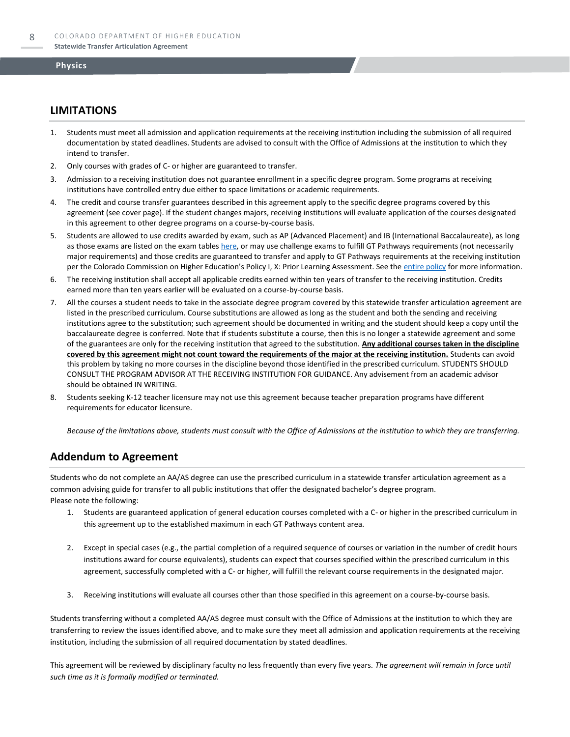## LIMITATIONS

1. Students must meet all admission and application requirements at the receiving institution including the submission of all required documentation by stated deadlines. Students are advised to consult with the Office of Admissions at the institution to which they intend to transfer.
2. Only courses with grades of C- or higher are guaranteed to transfer.
3. Admission to a receiving institution does not guarantee enrollment in a specific degree program. Some programs at receiving institutions have controlled entry due either to space limitations or academic requirements.
4. The credit and course transfer guarantees described in this agreement apply to the specific degree programs covered by this agreement (see cover page). If the student changes majors, receiving institutions will evaluate application of the courses designated in this agreement to other degree programs on a course-by-course basis.
5. Students are allowed to use credits awarded by exam, such as AP (Advanced Placement) and IB (International Baccalaureate), as long as those exams are listed on the exam tables here, or may use challenge exams to fulfill GT Pathways requirements (not necessarily major requirements) and those credits are guaranteed to transfer and apply to GT Pathways requirements at the receiving institution per the Colorado Commission on Higher Education's Policy I, X: Prior Learning Assessment. See the entire policy for more information.
6. The receiving institution shall accept all applicable credits earned within ten years of transfer to the receiving institution. Credits earned more than ten years earlier will be evaluated on a course-by-course basis.
7. All the courses a student needs to take in the associate degree program covered by this statewide transfer articulation agreement are listed in the prescribed curriculum. Course substitutions are allowed as long as the student and both the sending and receiving institutions agree to the substitution; such agreement should be documented in writing and the student should keep a copy until the baccalaureate degree is conferred. Note that if students substitute a course, then this is no longer a statewide agreement and some of the guarantees are only for the receiving institution that agreed to the substitution. **Any additional courses taken in the discipline covered by this agreement might not count toward the requirements of the major at the receiving institution.** Students can avoid this problem by taking no more courses in the discipline beyond those identified in the prescribed curriculum. STUDENTS SHOULD CONSULT THE PROGRAM ADVISOR AT THE RECEIVING INSTITUTION FOR GUIDANCE. Any advisement from an academic advisor should be obtained IN WRITING.
8. Students seeking K-12 teacher licensure may not use this agreement because teacher preparation programs have different requirements for educator licensure.

*Because of the limitations above, students must consult with the Office of Admissions at the institution to which they are transferring.*

## Addendum to Agreement

Students who do not complete an AA/AS degree can use the prescribed curriculum in a statewide transfer articulation agreement as a common advising guide for transfer to all public institutions that offer the designated bachelor's degree program.
Please note the following:

1. Students are guaranteed application of general education courses completed with a C- or higher in the prescribed curriculum in this agreement up to the established maximum in each GT Pathways content area.
2. Except in special cases (e.g., the partial completion of a required sequence of courses or variation in the number of credit hours institutions award for course equivalents), students can expect that courses specified within the prescribed curriculum in this agreement, successfully completed with a C- or higher, will fulfill the relevant course requirements in the designated major.
3. Receiving institutions will evaluate all courses other than those specified in this agreement on a course-by-course basis.

Students transferring without a completed AA/AS degree must consult with the Office of Admissions at the institution to which they are transferring to review the issues identified above, and to make sure they meet all admission and application requirements at the receiving institution, including the submission of all required documentation by stated deadlines.

This agreement will be reviewed by disciplinary faculty no less frequently than every five years. *The agreement will remain in force until such time as it is formally modified or terminated.*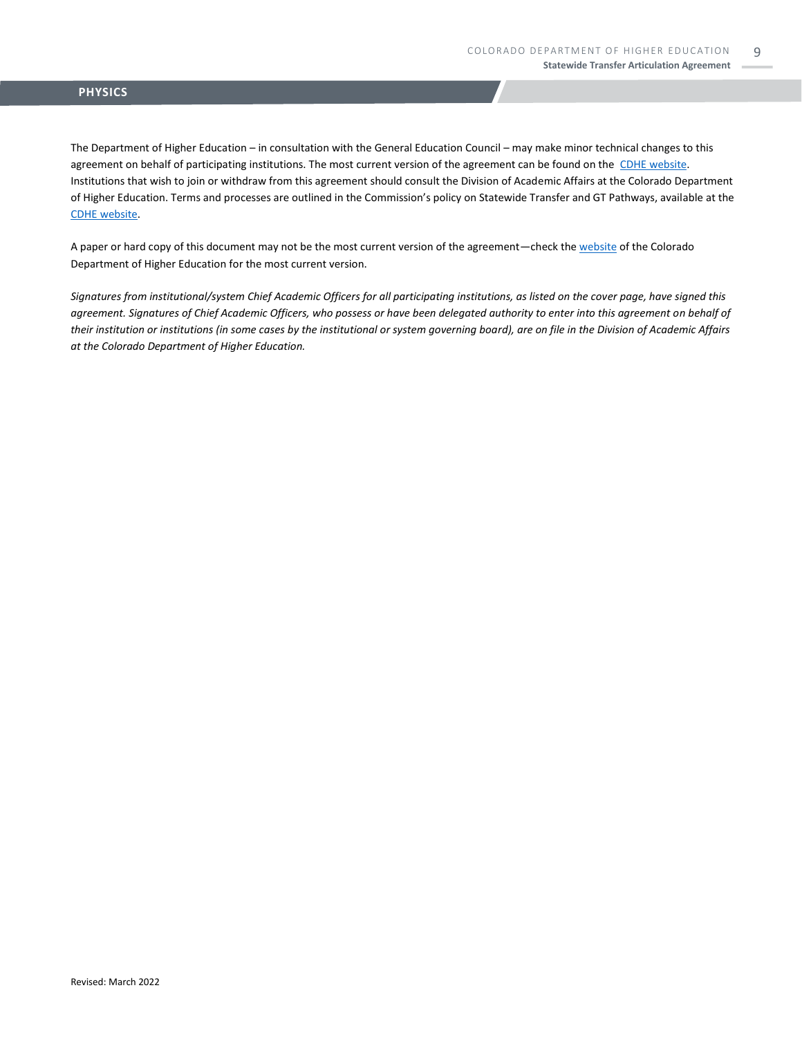The Department of Higher Education – in consultation with the General Education Council – may make minor technical changes to this agreement on behalf of participating institutions. The most current version of the agreement can be found on the [CDHE website](). Institutions that wish to join or withdraw from this agreement should consult the Division of Academic Affairs at the Colorado Department of Higher Education. Terms and processes are outlined in the Commission's policy on Statewide Transfer and GT Pathways, available at the [CDHE website]().

A paper or hard copy of this document may not be the most current version of the agreement—check the [website]() of the Colorado Department of Higher Education for the most current version.

*Signatures from institutional/system Chief Academic Officers for all participating institutions, as listed on the cover page, have signed this agreement. Signatures of Chief Academic Officers, who possess or have been delegated authority to enter into this agreement on behalf of their institution or institutions (in some cases by the institutional or system governing board), are on file in the Division of Academic Affairs at the Colorado Department of Higher Education.*

Revised: March 2022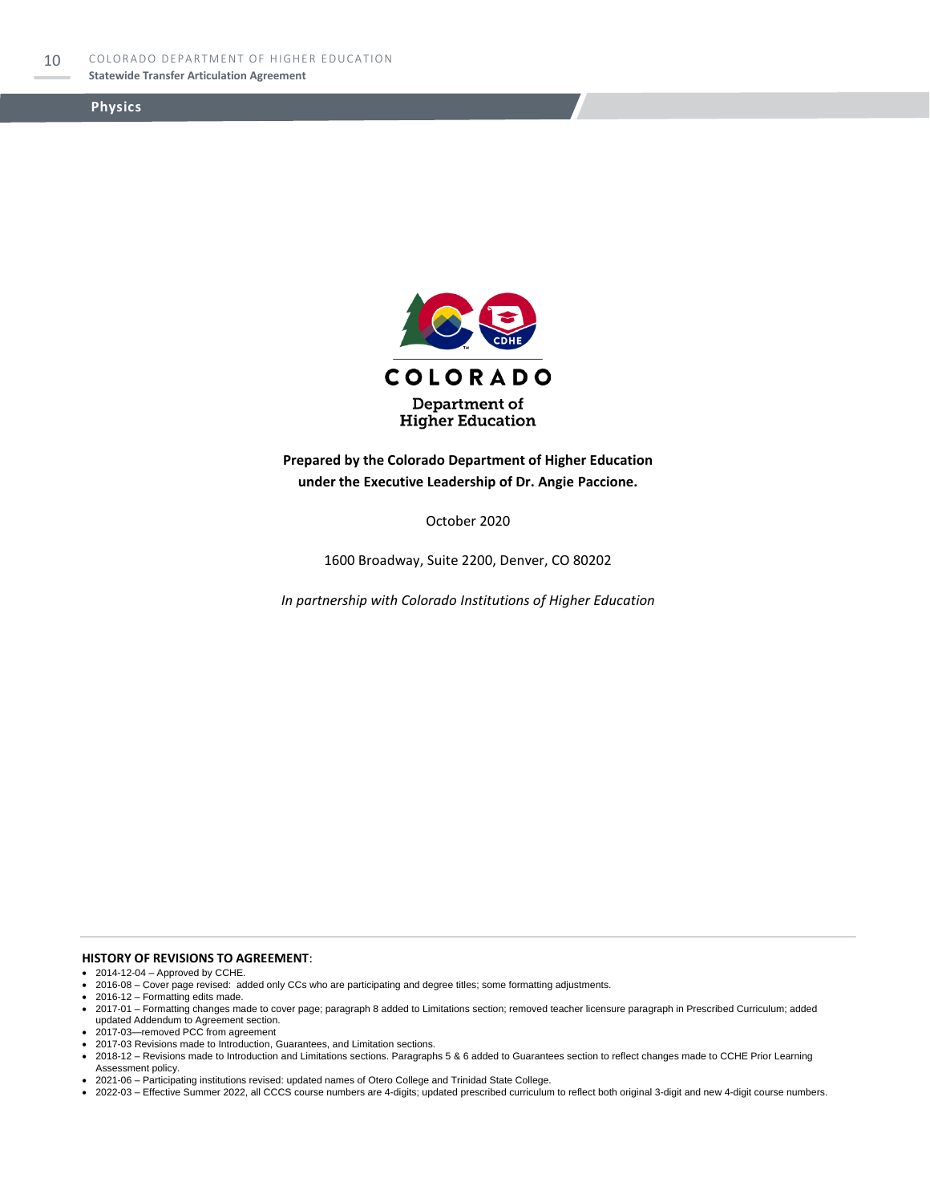COLORADO

Department of Higher Education

**Prepared by the Colorado Department of Higher Education under the Executive Leadership of Dr. Angie Paccione.**

October 2020

1600 Broadway, Suite 2200, Denver, CO 80202

*In partnership with Colorado Institutions of Higher Education*

**HISTORY OF REVISIONS TO AGREEMENT**:

- 2014-12-04 – Approved by CCHE.
- 2016-08 – Cover page revised: added only CCs who are participating and degree titles; some formatting adjustments.
- 2016-12 – Formatting edits made.
- 2017-01 – Formatting changes made to cover page; paragraph 8 added to Limitations section; removed teacher licensure paragraph in Prescribed Curriculum; added updated Addendum to Agreement section.
- 2017-03—removed PCC from agreement
- 2017-03 Revisions made to Introduction, Guarantees, and Limitation sections.
- 2018-12 – Revisions made to Introduction and Limitations sections. Paragraphs 5 & 6 added to Guarantees section to reflect changes made to CCHE Prior Learning Assessment policy.
- 2021-06 – Participating institutions revised: updated names of Otero College and Trinidad State College.
- 2022-03 – Effective Summer 2022, all CCCS course numbers are 4-digits; updated prescribed curriculum to reflect both original 3-digit and new 4-digit course numbers.